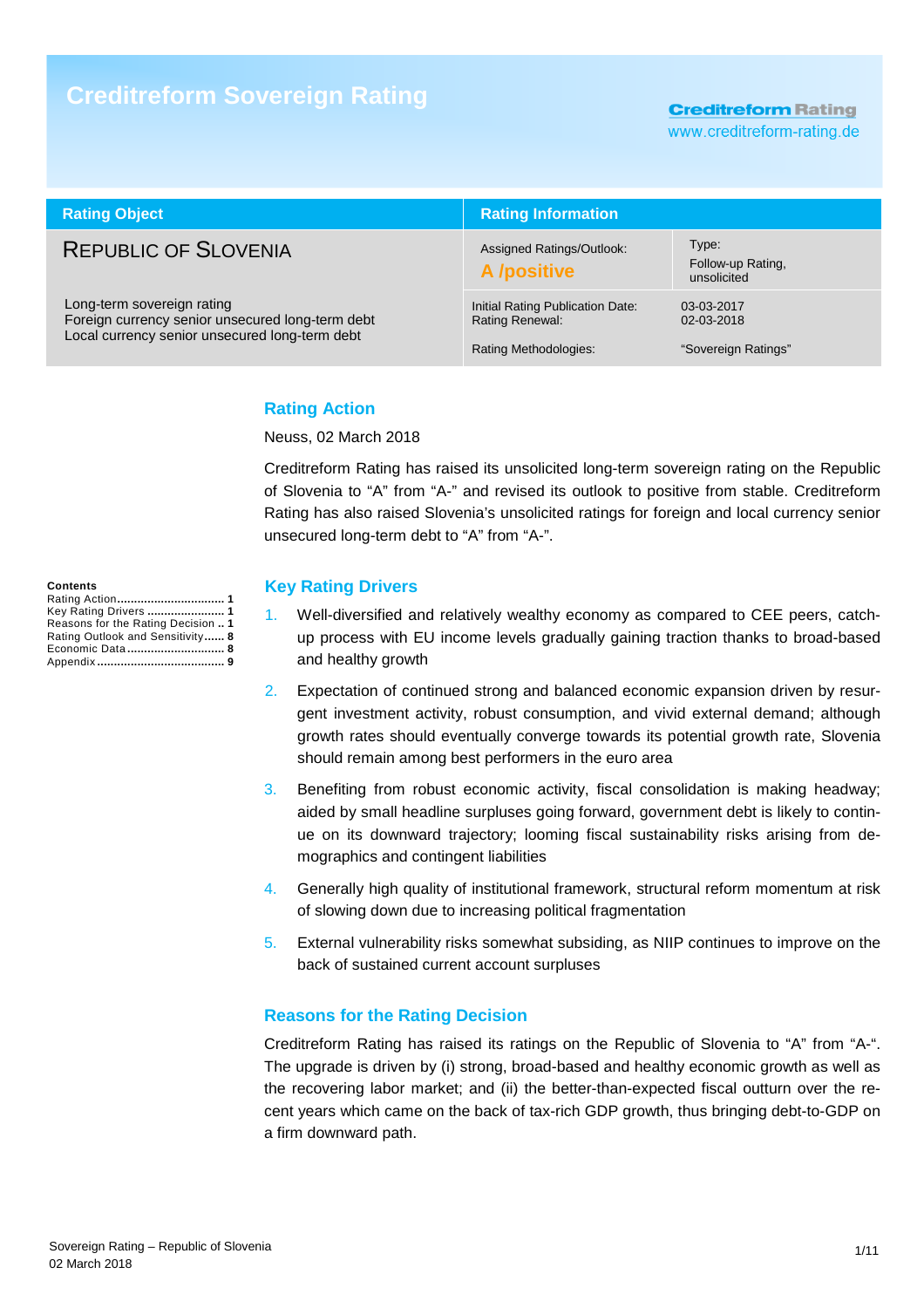# Creditreform Sovereign Rating

Creditreform Rating
www.creditreform-rating.de

| Rating Object | Rating Information | |
|---|---|---|
| REPUBLIC OF SLOVENIA | Assigned Ratings/Outlook: **A /positive** | Type: Follow-up Rating, unsolicited |
| Long-term sovereign rating<br>Foreign currency senior unsecured long-term debt<br>Local currency senior unsecured long-term debt | Initial Rating Publication Date:<br>Rating Renewal:<br><br>Rating Methodologies: | 03-03-2017<br>02-03-2018<br><br>“Sovereign Ratings” |

**Contents**

- Rating Action ................................ 1
- Key Rating Drivers ....................... 1
- Reasons for the Rating Decision .. 1
- Rating Outlook and Sensitivity...... 8
- Economic Data ............................. 8
- Appendix ...................................... 9

## Rating Action

Neuss, 02 March 2018

Creditreform Rating has raised its unsolicited long-term sovereign rating on the Republic of Slovenia to “A” from “A-” and revised its outlook to positive from stable. Creditreform Rating has also raised Slovenia’s unsolicited ratings for foreign and local currency senior unsecured long-term debt to “A” from “A-”.

## Key Rating Drivers

1. Well-diversified and relatively wealthy economy as compared to CEE peers, catch-up process with EU income levels gradually gaining traction thanks to broad-based and healthy growth
2. Expectation of continued strong and balanced economic expansion driven by resurgent investment activity, robust consumption, and vivid external demand; although growth rates should eventually converge towards its potential growth rate, Slovenia should remain among best performers in the euro area
3. Benefiting from robust economic activity, fiscal consolidation is making headway; aided by small headline surpluses going forward, government debt is likely to continue on its downward trajectory; looming fiscal sustainability risks arising from demographics and contingent liabilities
4. Generally high quality of institutional framework, structural reform momentum at risk of slowing down due to increasing political fragmentation
5. External vulnerability risks somewhat subsiding, as NIIP continues to improve on the back of sustained current account surpluses

## Reasons for the Rating Decision

Creditreform Rating has raised its ratings on the Republic of Slovenia to “A” from “A-“. The upgrade is driven by (i) strong, broad-based and healthy economic growth as well as the recovering labor market; and (ii) the better-than-expected fiscal outturn over the recent years which came on the back of tax-rich GDP growth, thus bringing debt-to-GDP on a firm downward path.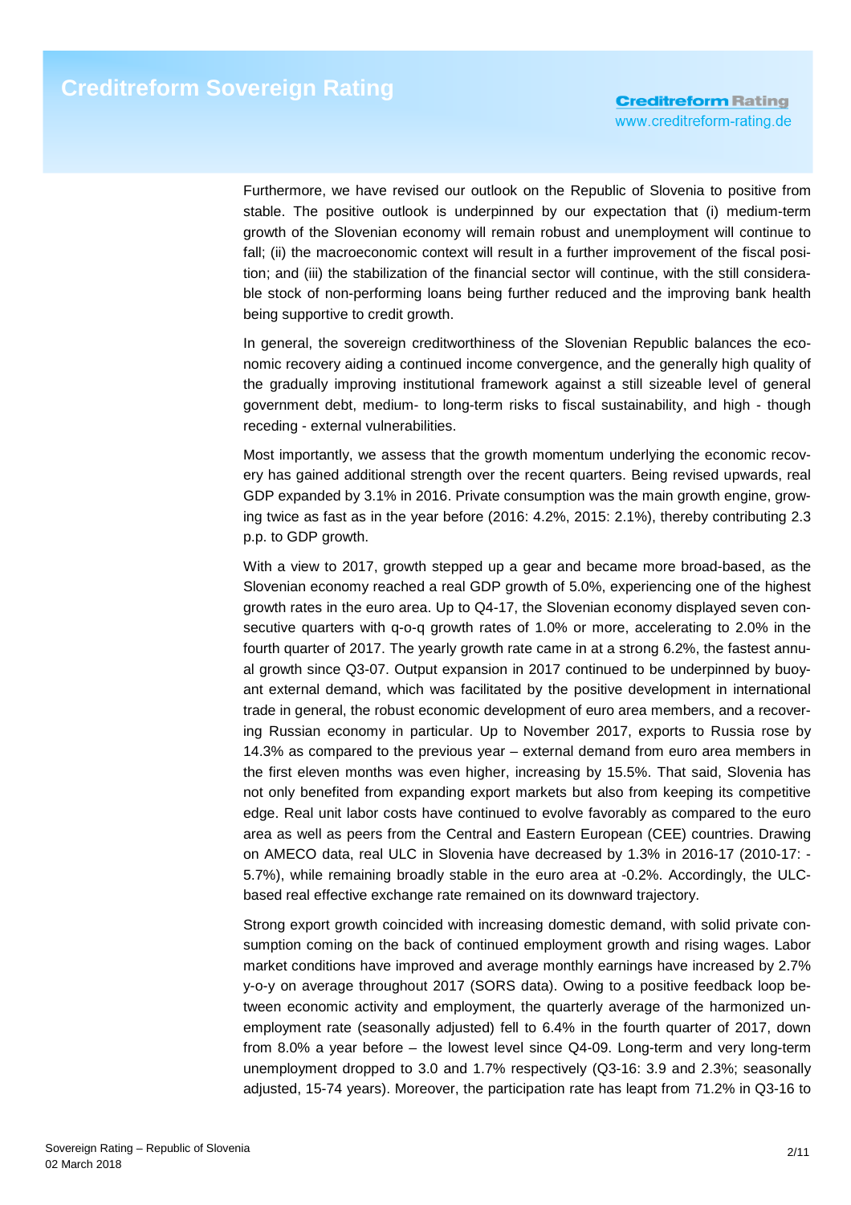Furthermore, we have revised our outlook on the Republic of Slovenia to positive from stable. The positive outlook is underpinned by our expectation that (i) medium-term growth of the Slovenian economy will remain robust and unemployment will continue to fall; (ii) the macroeconomic context will result in a further improvement of the fiscal position; and (iii) the stabilization of the financial sector will continue, with the still considerable stock of non-performing loans being further reduced and the improving bank health being supportive to credit growth.

In general, the sovereign creditworthiness of the Slovenian Republic balances the economic recovery aiding a continued income convergence, and the generally high quality of the gradually improving institutional framework against a still sizeable level of general government debt, medium- to long-term risks to fiscal sustainability, and high - though receding - external vulnerabilities.

Most importantly, we assess that the growth momentum underlying the economic recovery has gained additional strength over the recent quarters. Being revised upwards, real GDP expanded by 3.1% in 2016. Private consumption was the main growth engine, growing twice as fast as in the year before (2016: 4.2%, 2015: 2.1%), thereby contributing 2.3 p.p. to GDP growth.

With a view to 2017, growth stepped up a gear and became more broad-based, as the Slovenian economy reached a real GDP growth of 5.0%, experiencing one of the highest growth rates in the euro area. Up to Q4-17, the Slovenian economy displayed seven consecutive quarters with q-o-q growth rates of 1.0% or more, accelerating to 2.0% in the fourth quarter of 2017. The yearly growth rate came in at a strong 6.2%, the fastest annual growth since Q3-07. Output expansion in 2017 continued to be underpinned by buoyant external demand, which was facilitated by the positive development in international trade in general, the robust economic development of euro area members, and a recovering Russian economy in particular. Up to November 2017, exports to Russia rose by 14.3% as compared to the previous year – external demand from euro area members in the first eleven months was even higher, increasing by 15.5%. That said, Slovenia has not only benefited from expanding export markets but also from keeping its competitive edge. Real unit labor costs have continued to evolve favorably as compared to the euro area as well as peers from the Central and Eastern European (CEE) countries. Drawing on AMECO data, real ULC in Slovenia have decreased by 1.3% in 2016-17 (2010-17: -5.7%), while remaining broadly stable in the euro area at -0.2%. Accordingly, the ULC-based real effective exchange rate remained on its downward trajectory.

Strong export growth coincided with increasing domestic demand, with solid private consumption coming on the back of continued employment growth and rising wages. Labor market conditions have improved and average monthly earnings have increased by 2.7% y-o-y on average throughout 2017 (SORS data). Owing to a positive feedback loop between economic activity and employment, the quarterly average of the harmonized unemployment rate (seasonally adjusted) fell to 6.4% in the fourth quarter of 2017, down from 8.0% a year before – the lowest level since Q4-09. Long-term and very long-term unemployment dropped to 3.0 and 1.7% respectively (Q3-16: 3.9 and 2.3%; seasonally adjusted, 15-74 years). Moreover, the participation rate has leapt from 71.2% in Q3-16 to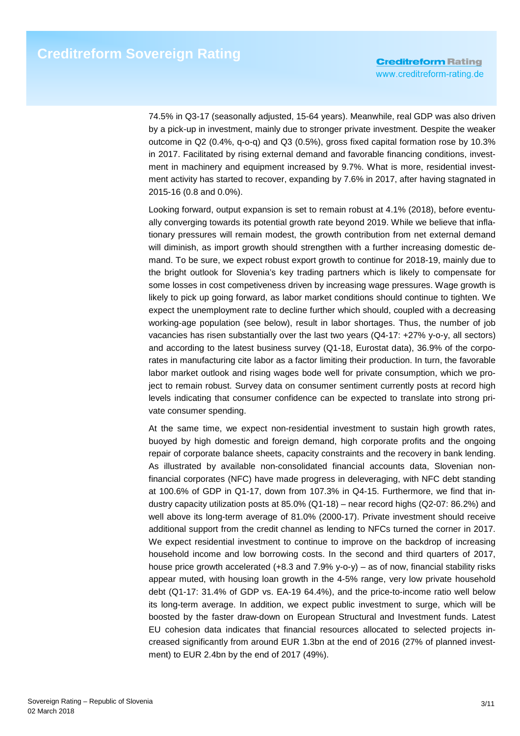74.5% in Q3-17 (seasonally adjusted, 15-64 years). Meanwhile, real GDP was also driven by a pick-up in investment, mainly due to stronger private investment. Despite the weaker outcome in Q2 (0.4%, q-o-q) and Q3 (0.5%), gross fixed capital formation rose by 10.3% in 2017. Facilitated by rising external demand and favorable financing conditions, investment in machinery and equipment increased by 9.7%. What is more, residential investment activity has started to recover, expanding by 7.6% in 2017, after having stagnated in 2015-16 (0.8 and 0.0%).

Looking forward, output expansion is set to remain robust at 4.1% (2018), before eventually converging towards its potential growth rate beyond 2019. While we believe that inflationary pressures will remain modest, the growth contribution from net external demand will diminish, as import growth should strengthen with a further increasing domestic demand. To be sure, we expect robust export growth to continue for 2018-19, mainly due to the bright outlook for Slovenia's key trading partners which is likely to compensate for some losses in cost competiveness driven by increasing wage pressures. Wage growth is likely to pick up going forward, as labor market conditions should continue to tighten. We expect the unemployment rate to decline further which should, coupled with a decreasing working-age population (see below), result in labor shortages. Thus, the number of job vacancies has risen substantially over the last two years (Q4-17: +27% y-o-y, all sectors) and according to the latest business survey (Q1-18, Eurostat data), 36.9% of the corporates in manufacturing cite labor as a factor limiting their production. In turn, the favorable labor market outlook and rising wages bode well for private consumption, which we project to remain robust. Survey data on consumer sentiment currently posts at record high levels indicating that consumer confidence can be expected to translate into strong private consumer spending.

At the same time, we expect non-residential investment to sustain high growth rates, buoyed by high domestic and foreign demand, high corporate profits and the ongoing repair of corporate balance sheets, capacity constraints and the recovery in bank lending. As illustrated by available non-consolidated financial accounts data, Slovenian non-financial corporates (NFC) have made progress in deleveraging, with NFC debt standing at 100.6% of GDP in Q1-17, down from 107.3% in Q4-15. Furthermore, we find that industry capacity utilization posts at 85.0% (Q1-18) – near record highs (Q2-07: 86.2%) and well above its long-term average of 81.0% (2000-17). Private investment should receive additional support from the credit channel as lending to NFCs turned the corner in 2017. We expect residential investment to continue to improve on the backdrop of increasing household income and low borrowing costs. In the second and third quarters of 2017, house price growth accelerated (+8.3 and 7.9% y-o-y) – as of now, financial stability risks appear muted, with housing loan growth in the 4-5% range, very low private household debt (Q1-17: 31.4% of GDP vs. EA-19 64.4%), and the price-to-income ratio well below its long-term average. In addition, we expect public investment to surge, which will be boosted by the faster draw-down on European Structural and Investment funds. Latest EU cohesion data indicates that financial resources allocated to selected projects increased significantly from around EUR 1.3bn at the end of 2016 (27% of planned investment) to EUR 2.4bn by the end of 2017 (49%).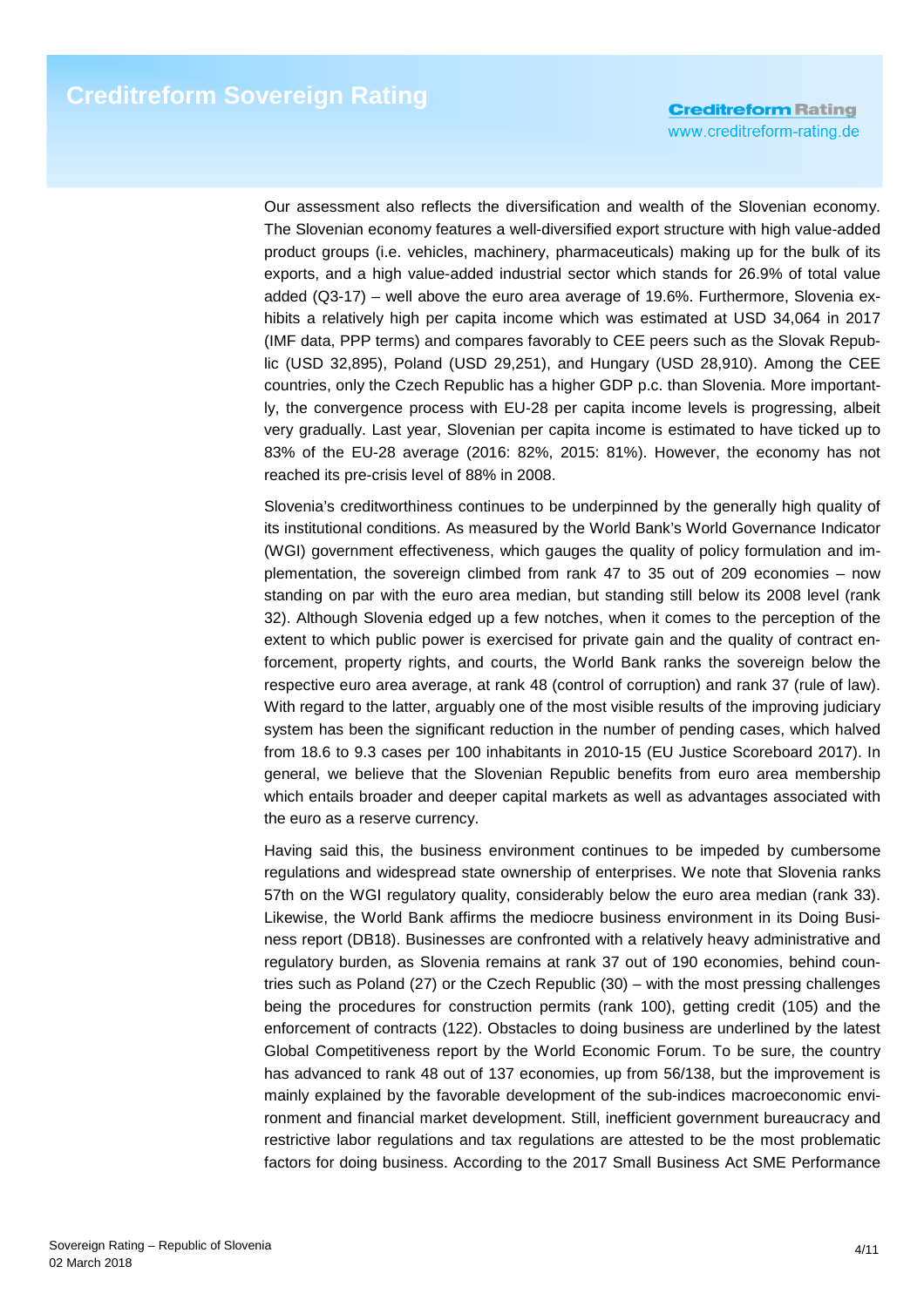Our assessment also reflects the diversification and wealth of the Slovenian economy. The Slovenian economy features a well-diversified export structure with high value-added product groups (i.e. vehicles, machinery, pharmaceuticals) making up for the bulk of its exports, and a high value-added industrial sector which stands for 26.9% of total value added (Q3-17) – well above the euro area average of 19.6%. Furthermore, Slovenia exhibits a relatively high per capita income which was estimated at USD 34,064 in 2017 (IMF data, PPP terms) and compares favorably to CEE peers such as the Slovak Republic (USD 32,895), Poland (USD 29,251), and Hungary (USD 28,910). Among the CEE countries, only the Czech Republic has a higher GDP p.c. than Slovenia. More importantly, the convergence process with EU-28 per capita income levels is progressing, albeit very gradually. Last year, Slovenian per capita income is estimated to have ticked up to 83% of the EU-28 average (2016: 82%, 2015: 81%). However, the economy has not reached its pre-crisis level of 88% in 2008.

Slovenia's creditworthiness continues to be underpinned by the generally high quality of its institutional conditions. As measured by the World Bank's World Governance Indicator (WGI) government effectiveness, which gauges the quality of policy formulation and implementation, the sovereign climbed from rank 47 to 35 out of 209 economies – now standing on par with the euro area median, but standing still below its 2008 level (rank 32). Although Slovenia edged up a few notches, when it comes to the perception of the extent to which public power is exercised for private gain and the quality of contract enforcement, property rights, and courts, the World Bank ranks the sovereign below the respective euro area average, at rank 48 (control of corruption) and rank 37 (rule of law). With regard to the latter, arguably one of the most visible results of the improving judiciary system has been the significant reduction in the number of pending cases, which halved from 18.6 to 9.3 cases per 100 inhabitants in 2010-15 (EU Justice Scoreboard 2017). In general, we believe that the Slovenian Republic benefits from euro area membership which entails broader and deeper capital markets as well as advantages associated with the euro as a reserve currency.

Having said this, the business environment continues to be impeded by cumbersome regulations and widespread state ownership of enterprises. We note that Slovenia ranks 57th on the WGI regulatory quality, considerably below the euro area median (rank 33). Likewise, the World Bank affirms the mediocre business environment in its Doing Business report (DB18). Businesses are confronted with a relatively heavy administrative and regulatory burden, as Slovenia remains at rank 37 out of 190 economies, behind countries such as Poland (27) or the Czech Republic (30) – with the most pressing challenges being the procedures for construction permits (rank 100), getting credit (105) and the enforcement of contracts (122). Obstacles to doing business are underlined by the latest Global Competitiveness report by the World Economic Forum. To be sure, the country has advanced to rank 48 out of 137 economies, up from 56/138, but the improvement is mainly explained by the favorable development of the sub-indices macroeconomic environment and financial market development. Still, inefficient government bureaucracy and restrictive labor regulations and tax regulations are attested to be the most problematic factors for doing business. According to the 2017 Small Business Act SME Performance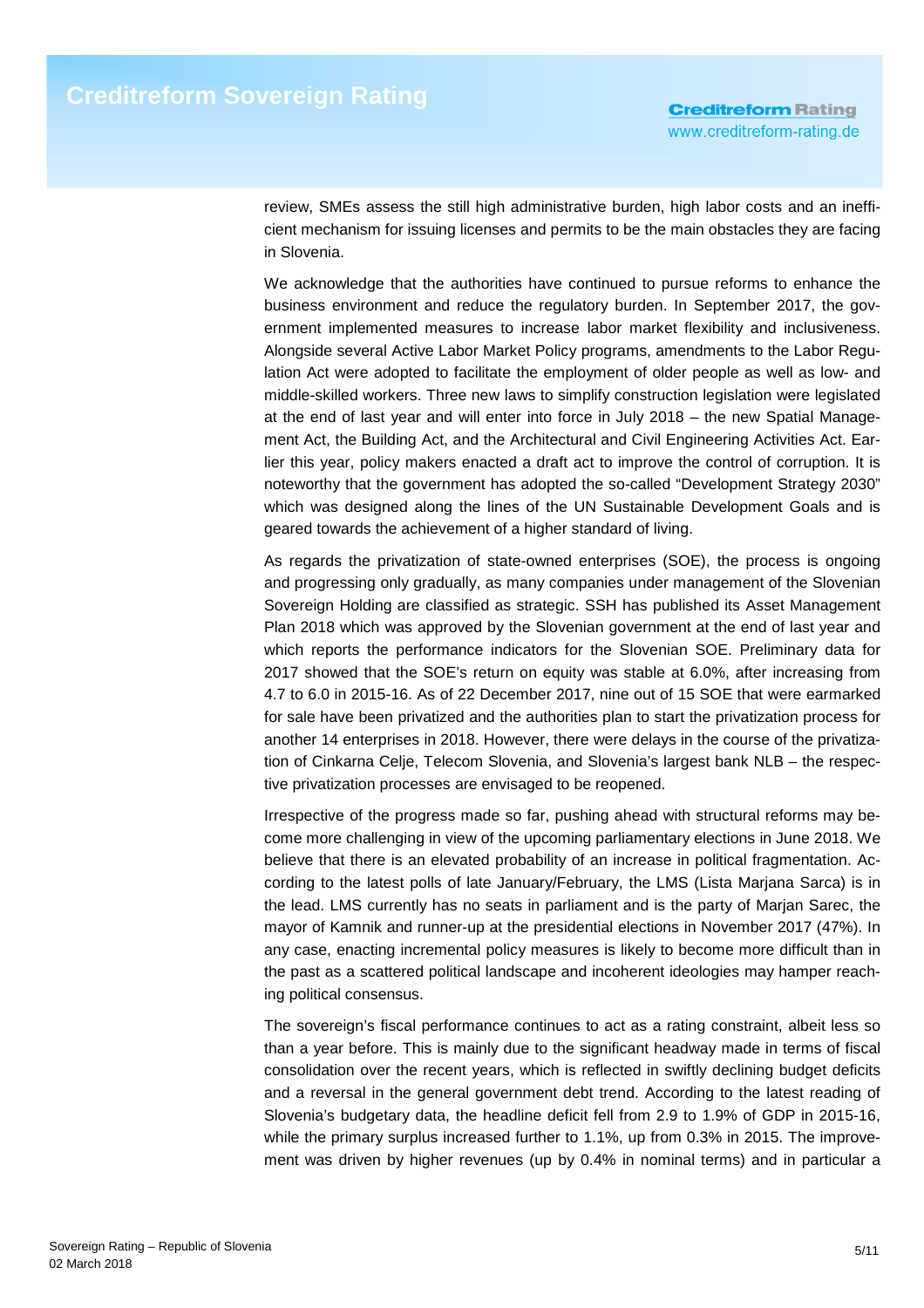review, SMEs assess the still high administrative burden, high labor costs and an inefficient mechanism for issuing licenses and permits to be the main obstacles they are facing in Slovenia.

We acknowledge that the authorities have continued to pursue reforms to enhance the business environment and reduce the regulatory burden. In September 2017, the government implemented measures to increase labor market flexibility and inclusiveness. Alongside several Active Labor Market Policy programs, amendments to the Labor Regulation Act were adopted to facilitate the employment of older people as well as low- and middle-skilled workers. Three new laws to simplify construction legislation were legislated at the end of last year and will enter into force in July 2018 – the new Spatial Management Act, the Building Act, and the Architectural and Civil Engineering Activities Act. Earlier this year, policy makers enacted a draft act to improve the control of corruption. It is noteworthy that the government has adopted the so-called "Development Strategy 2030" which was designed along the lines of the UN Sustainable Development Goals and is geared towards the achievement of a higher standard of living.

As regards the privatization of state-owned enterprises (SOE), the process is ongoing and progressing only gradually, as many companies under management of the Slovenian Sovereign Holding are classified as strategic. SSH has published its Asset Management Plan 2018 which was approved by the Slovenian government at the end of last year and which reports the performance indicators for the Slovenian SOE. Preliminary data for 2017 showed that the SOE's return on equity was stable at 6.0%, after increasing from 4.7 to 6.0 in 2015-16. As of 22 December 2017, nine out of 15 SOE that were earmarked for sale have been privatized and the authorities plan to start the privatization process for another 14 enterprises in 2018. However, there were delays in the course of the privatization of Cinkarna Celje, Telecom Slovenia, and Slovenia's largest bank NLB – the respective privatization processes are envisaged to be reopened.

Irrespective of the progress made so far, pushing ahead with structural reforms may become more challenging in view of the upcoming parliamentary elections in June 2018. We believe that there is an elevated probability of an increase in political fragmentation. According to the latest polls of late January/February, the LMS (Lista Marjana Sarca) is in the lead. LMS currently has no seats in parliament and is the party of Marjan Sarec, the mayor of Kamnik and runner-up at the presidential elections in November 2017 (47%). In any case, enacting incremental policy measures is likely to become more difficult than in the past as a scattered political landscape and incoherent ideologies may hamper reaching political consensus.

The sovereign's fiscal performance continues to act as a rating constraint, albeit less so than a year before. This is mainly due to the significant headway made in terms of fiscal consolidation over the recent years, which is reflected in swiftly declining budget deficits and a reversal in the general government debt trend. According to the latest reading of Slovenia's budgetary data, the headline deficit fell from 2.9 to 1.9% of GDP in 2015-16, while the primary surplus increased further to 1.1%, up from 0.3% in 2015. The improvement was driven by higher revenues (up by 0.4% in nominal terms) and in particular a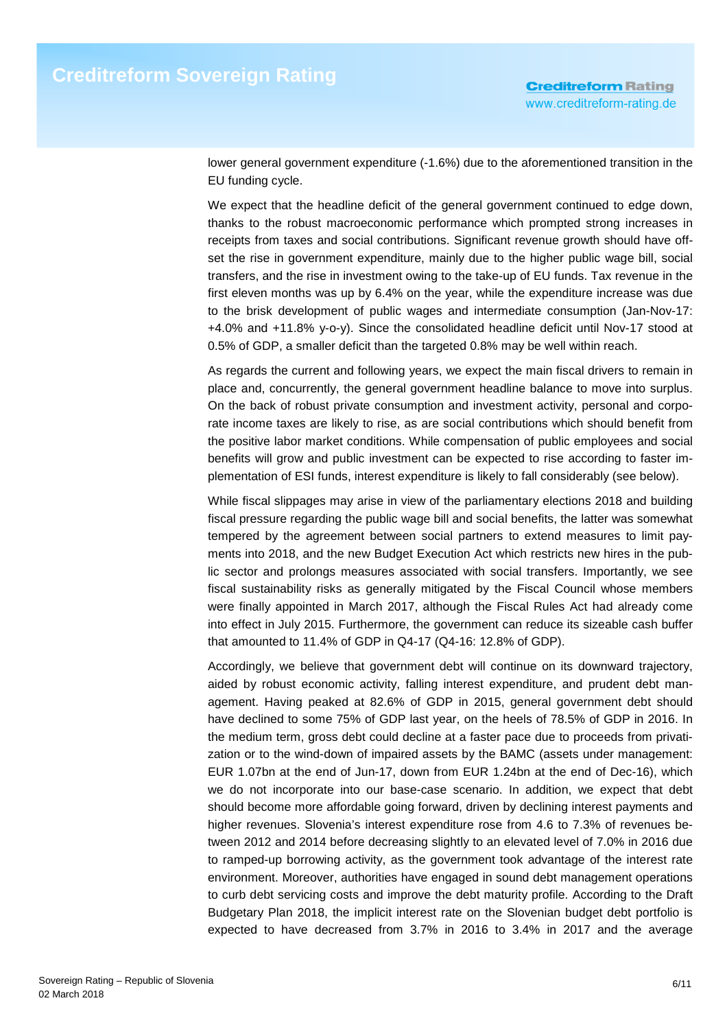lower general government expenditure (-1.6%) due to the aforementioned transition in the EU funding cycle.

We expect that the headline deficit of the general government continued to edge down, thanks to the robust macroeconomic performance which prompted strong increases in receipts from taxes and social contributions. Significant revenue growth should have offset the rise in government expenditure, mainly due to the higher public wage bill, social transfers, and the rise in investment owing to the take-up of EU funds. Tax revenue in the first eleven months was up by 6.4% on the year, while the expenditure increase was due to the brisk development of public wages and intermediate consumption (Jan-Nov-17: +4.0% and +11.8% y-o-y). Since the consolidated headline deficit until Nov-17 stood at 0.5% of GDP, a smaller deficit than the targeted 0.8% may be well within reach.

As regards the current and following years, we expect the main fiscal drivers to remain in place and, concurrently, the general government headline balance to move into surplus. On the back of robust private consumption and investment activity, personal and corporate income taxes are likely to rise, as are social contributions which should benefit from the positive labor market conditions. While compensation of public employees and social benefits will grow and public investment can be expected to rise according to faster implementation of ESI funds, interest expenditure is likely to fall considerably (see below).

While fiscal slippages may arise in view of the parliamentary elections 2018 and building fiscal pressure regarding the public wage bill and social benefits, the latter was somewhat tempered by the agreement between social partners to extend measures to limit payments into 2018, and the new Budget Execution Act which restricts new hires in the public sector and prolongs measures associated with social transfers. Importantly, we see fiscal sustainability risks as generally mitigated by the Fiscal Council whose members were finally appointed in March 2017, although the Fiscal Rules Act had already come into effect in July 2015. Furthermore, the government can reduce its sizeable cash buffer that amounted to 11.4% of GDP in Q4-17 (Q4-16: 12.8% of GDP).

Accordingly, we believe that government debt will continue on its downward trajectory, aided by robust economic activity, falling interest expenditure, and prudent debt management. Having peaked at 82.6% of GDP in 2015, general government debt should have declined to some 75% of GDP last year, on the heels of 78.5% of GDP in 2016. In the medium term, gross debt could decline at a faster pace due to proceeds from privatization or to the wind-down of impaired assets by the BAMC (assets under management: EUR 1.07bn at the end of Jun-17, down from EUR 1.24bn at the end of Dec-16), which we do not incorporate into our base-case scenario. In addition, we expect that debt should become more affordable going forward, driven by declining interest payments and higher revenues. Slovenia's interest expenditure rose from 4.6 to 7.3% of revenues between 2012 and 2014 before decreasing slightly to an elevated level of 7.0% in 2016 due to ramped-up borrowing activity, as the government took advantage of the interest rate environment. Moreover, authorities have engaged in sound debt management operations to curb debt servicing costs and improve the debt maturity profile. According to the Draft Budgetary Plan 2018, the implicit interest rate on the Slovenian budget debt portfolio is expected to have decreased from 3.7% in 2016 to 3.4% in 2017 and the average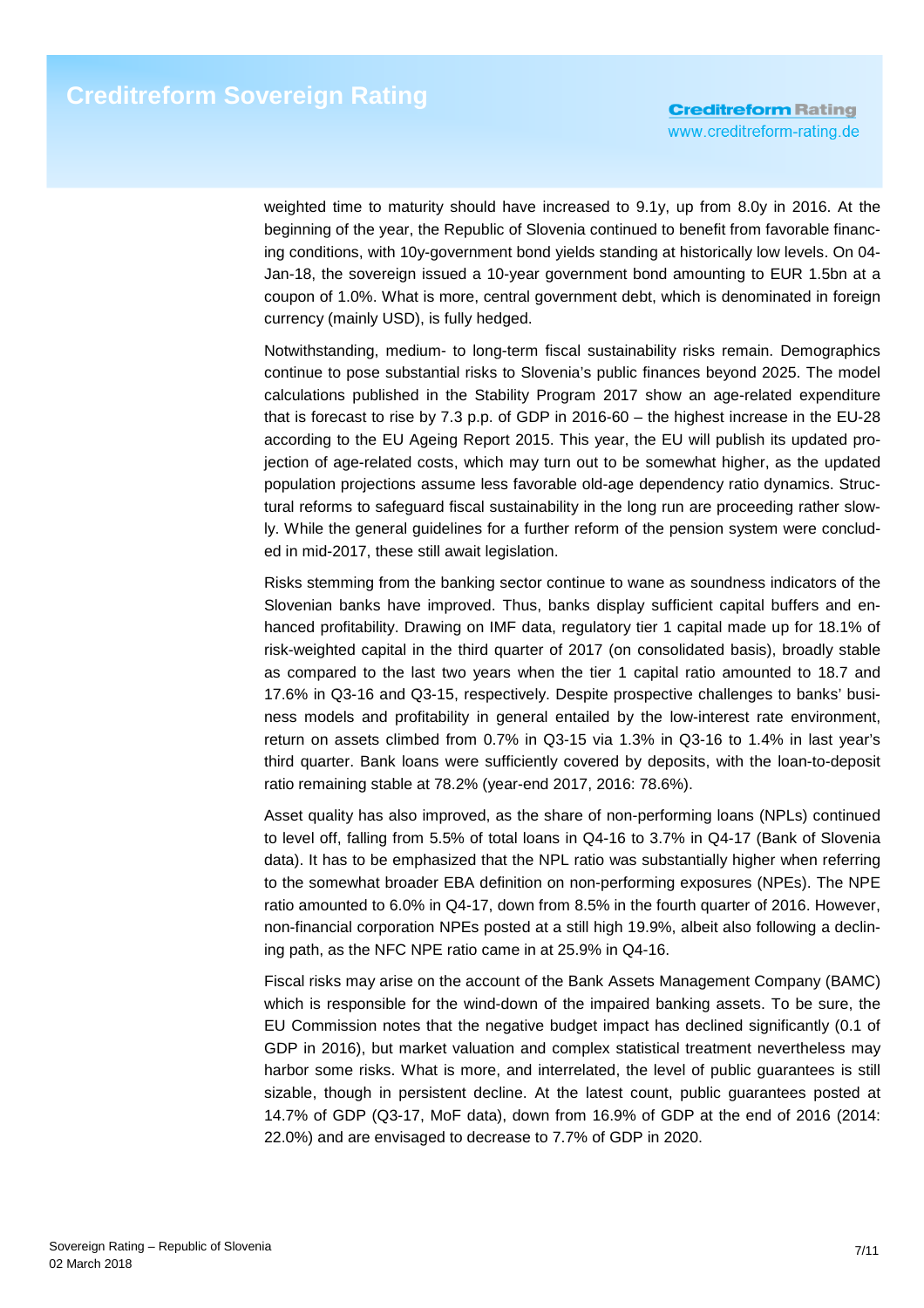weighted time to maturity should have increased to 9.1y, up from 8.0y in 2016. At the beginning of the year, the Republic of Slovenia continued to benefit from favorable financing conditions, with 10y-government bond yields standing at historically low levels. On 04-Jan-18, the sovereign issued a 10-year government bond amounting to EUR 1.5bn at a coupon of 1.0%. What is more, central government debt, which is denominated in foreign currency (mainly USD), is fully hedged.

Notwithstanding, medium- to long-term fiscal sustainability risks remain. Demographics continue to pose substantial risks to Slovenia's public finances beyond 2025. The model calculations published in the Stability Program 2017 show an age-related expenditure that is forecast to rise by 7.3 p.p. of GDP in 2016-60 – the highest increase in the EU-28 according to the EU Ageing Report 2015. This year, the EU will publish its updated projection of age-related costs, which may turn out to be somewhat higher, as the updated population projections assume less favorable old-age dependency ratio dynamics. Structural reforms to safeguard fiscal sustainability in the long run are proceeding rather slowly. While the general guidelines for a further reform of the pension system were concluded in mid-2017, these still await legislation.

Risks stemming from the banking sector continue to wane as soundness indicators of the Slovenian banks have improved. Thus, banks display sufficient capital buffers and enhanced profitability. Drawing on IMF data, regulatory tier 1 capital made up for 18.1% of risk-weighted capital in the third quarter of 2017 (on consolidated basis), broadly stable as compared to the last two years when the tier 1 capital ratio amounted to 18.7 and 17.6% in Q3-16 and Q3-15, respectively. Despite prospective challenges to banks' business models and profitability in general entailed by the low-interest rate environment, return on assets climbed from 0.7% in Q3-15 via 1.3% in Q3-16 to 1.4% in last year's third quarter. Bank loans were sufficiently covered by deposits, with the loan-to-deposit ratio remaining stable at 78.2% (year-end 2017, 2016: 78.6%).

Asset quality has also improved, as the share of non-performing loans (NPLs) continued to level off, falling from 5.5% of total loans in Q4-16 to 3.7% in Q4-17 (Bank of Slovenia data). It has to be emphasized that the NPL ratio was substantially higher when referring to the somewhat broader EBA definition on non-performing exposures (NPEs). The NPE ratio amounted to 6.0% in Q4-17, down from 8.5% in the fourth quarter of 2016. However, non-financial corporation NPEs posted at a still high 19.9%, albeit also following a declining path, as the NFC NPE ratio came in at 25.9% in Q4-16.

Fiscal risks may arise on the account of the Bank Assets Management Company (BAMC) which is responsible for the wind-down of the impaired banking assets. To be sure, the EU Commission notes that the negative budget impact has declined significantly (0.1 of GDP in 2016), but market valuation and complex statistical treatment nevertheless may harbor some risks. What is more, and interrelated, the level of public guarantees is still sizable, though in persistent decline. At the latest count, public guarantees posted at 14.7% of GDP (Q3-17, MoF data), down from 16.9% of GDP at the end of 2016 (2014: 22.0%) and are envisaged to decrease to 7.7% of GDP in 2020.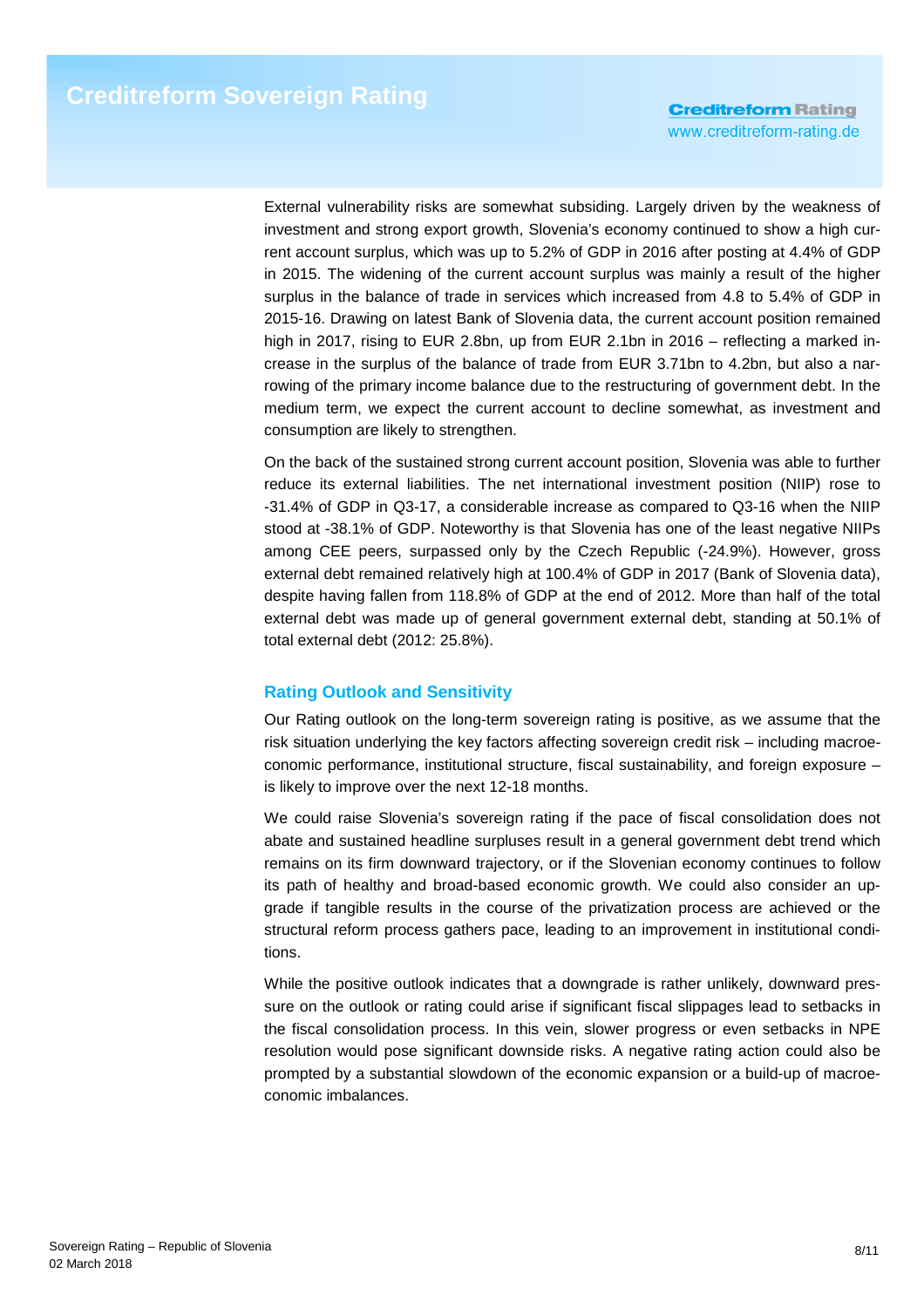External vulnerability risks are somewhat subsiding. Largely driven by the weakness of investment and strong export growth, Slovenia's economy continued to show a high current account surplus, which was up to 5.2% of GDP in 2016 after posting at 4.4% of GDP in 2015. The widening of the current account surplus was mainly a result of the higher surplus in the balance of trade in services which increased from 4.8 to 5.4% of GDP in 2015-16. Drawing on latest Bank of Slovenia data, the current account position remained high in 2017, rising to EUR 2.8bn, up from EUR 2.1bn in 2016 – reflecting a marked increase in the surplus of the balance of trade from EUR 3.71bn to 4.2bn, but also a narrowing of the primary income balance due to the restructuring of government debt. In the medium term, we expect the current account to decline somewhat, as investment and consumption are likely to strengthen.

On the back of the sustained strong current account position, Slovenia was able to further reduce its external liabilities. The net international investment position (NIIP) rose to -31.4% of GDP in Q3-17, a considerable increase as compared to Q3-16 when the NIIP stood at -38.1% of GDP. Noteworthy is that Slovenia has one of the least negative NIIPs among CEE peers, surpassed only by the Czech Republic (-24.9%). However, gross external debt remained relatively high at 100.4% of GDP in 2017 (Bank of Slovenia data), despite having fallen from 118.8% of GDP at the end of 2012. More than half of the total external debt was made up of general government external debt, standing at 50.1% of total external debt (2012: 25.8%).

## Rating Outlook and Sensitivity

Our Rating outlook on the long-term sovereign rating is positive, as we assume that the risk situation underlying the key factors affecting sovereign credit risk – including macroeconomic performance, institutional structure, fiscal sustainability, and foreign exposure – is likely to improve over the next 12-18 months.

We could raise Slovenia's sovereign rating if the pace of fiscal consolidation does not abate and sustained headline surpluses result in a general government debt trend which remains on its firm downward trajectory, or if the Slovenian economy continues to follow its path of healthy and broad-based economic growth. We could also consider an upgrade if tangible results in the course of the privatization process are achieved or the structural reform process gathers pace, leading to an improvement in institutional conditions.

While the positive outlook indicates that a downgrade is rather unlikely, downward pressure on the outlook or rating could arise if significant fiscal slippages lead to setbacks in the fiscal consolidation process. In this vein, slower progress or even setbacks in NPE resolution would pose significant downside risks. A negative rating action could also be prompted by a substantial slowdown of the economic expansion or a build-up of macroeconomic imbalances.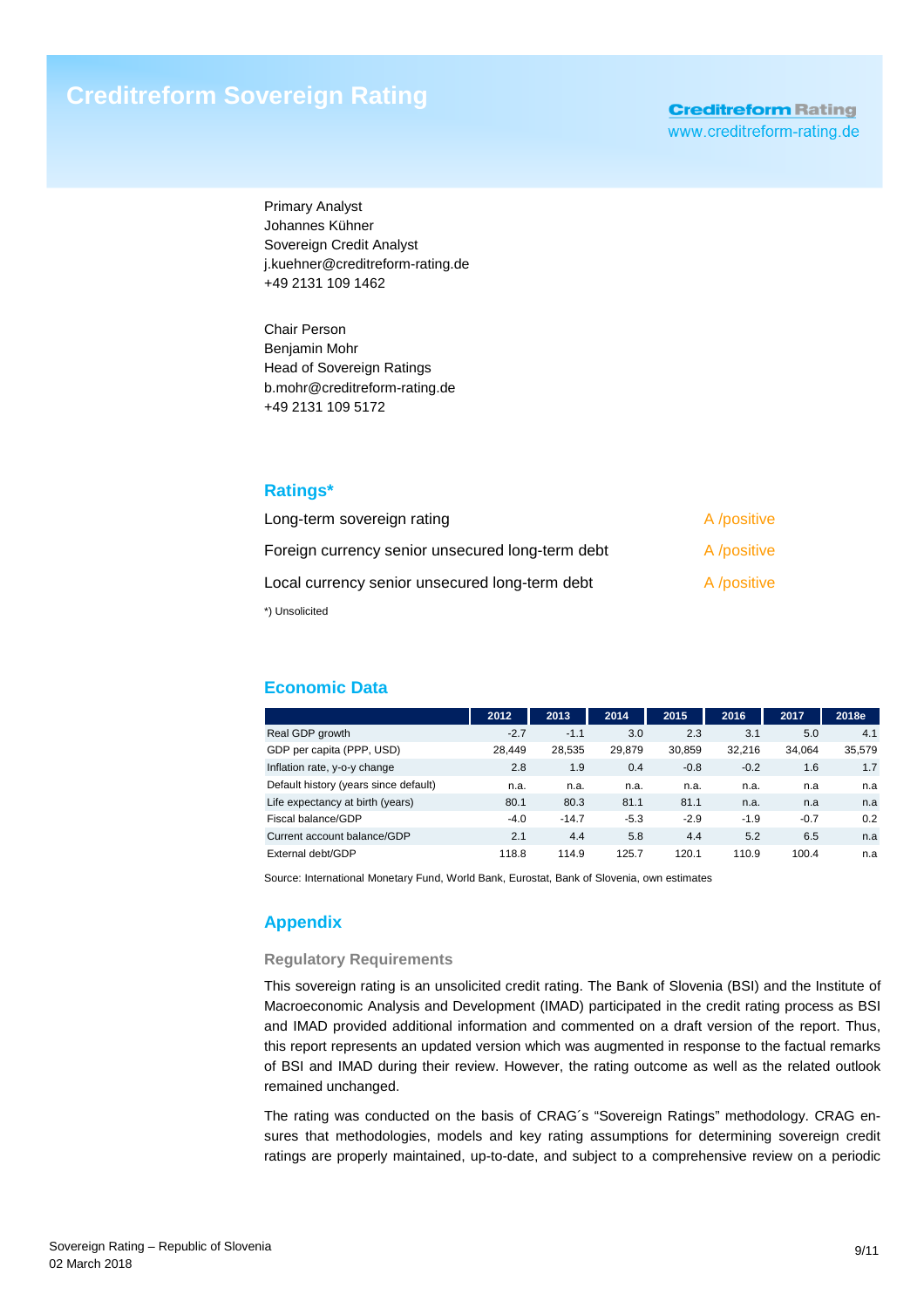# Creditreform Sovereign Rating

**Creditreform Rating**
www.creditreform-rating.de

Primary Analyst
Johannes Kühner
Sovereign Credit Analyst
j.kuehner@creditreform-rating.de
+49 2131 109 1462

Chair Person
Benjamin Mohr
Head of Sovereign Ratings
b.mohr@creditreform-rating.de
+49 2131 109 5172

## Ratings*

| | |
|---|---|
| Long-term sovereign rating | A /positive |
| Foreign currency senior unsecured long-term debt | A /positive |
| Local currency senior unsecured long-term debt | A /positive |

*) Unsolicited

## Economic Data

| | 2012 | 2013 | 2014 | 2015 | 2016 | 2017 | 2018e |
|---|---|---|---|---|---|---|---|
| Real GDP growth | -2.7 | -1.1 | 3.0 | 2.3 | 3.1 | 5.0 | 4.1 |
| GDP per capita (PPP, USD) | 28,449 | 28,535 | 29,879 | 30,859 | 32,216 | 34,064 | 35,579 |
| Inflation rate, y-o-y change | 2.8 | 1.9 | 0.4 | -0.8 | -0.2 | 1.6 | 1.7 |
| Default history (years since default) | n.a. | n.a. | n.a. | n.a. | n.a. | n.a | n.a |
| Life expectancy at birth (years) | 80.1 | 80.3 | 81.1 | 81.1 | n.a. | n.a | n.a |
| Fiscal balance/GDP | -4.0 | -14.7 | -5.3 | -2.9 | -1.9 | -0.7 | 0.2 |
| Current account balance/GDP | 2.1 | 4.4 | 5.8 | 4.4 | 5.2 | 6.5 | n.a |
| External debt/GDP | 118.8 | 114.9 | 125.7 | 120.1 | 110.9 | 100.4 | n.a |

Source: International Monetary Fund, World Bank, Eurostat, Bank of Slovenia, own estimates

## Appendix

### Regulatory Requirements

This sovereign rating is an unsolicited credit rating. The Bank of Slovenia (BSI) and the Institute of Macroeconomic Analysis and Development (IMAD) participated in the credit rating process as BSI and IMAD provided additional information and commented on a draft version of the report. Thus, this report represents an updated version which was augmented in response to the factual remarks of BSI and IMAD during their review. However, the rating outcome as well as the related outlook remained unchanged.

The rating was conducted on the basis of CRAG´s "Sovereign Ratings" methodology. CRAG ensures that methodologies, models and key rating assumptions for determining sovereign credit ratings are properly maintained, up-to-date, and subject to a comprehensive review on a periodic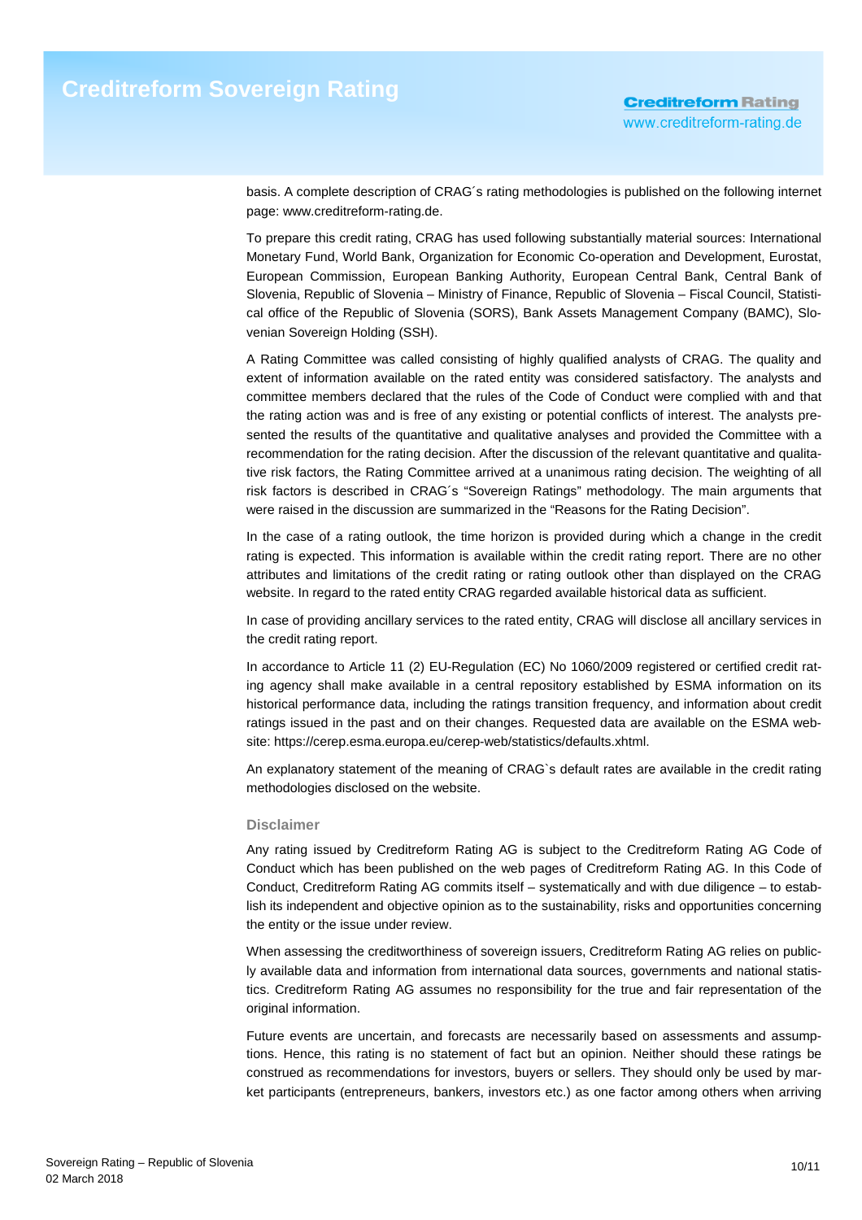basis. A complete description of CRAG´s rating methodologies is published on the following internet page: www.creditreform-rating.de.

To prepare this credit rating, CRAG has used following substantially material sources: International Monetary Fund, World Bank, Organization for Economic Co-operation and Development, Eurostat, European Commission, European Banking Authority, European Central Bank, Central Bank of Slovenia, Republic of Slovenia – Ministry of Finance, Republic of Slovenia – Fiscal Council, Statistical office of the Republic of Slovenia (SORS), Bank Assets Management Company (BAMC), Slovenian Sovereign Holding (SSH).

A Rating Committee was called consisting of highly qualified analysts of CRAG. The quality and extent of information available on the rated entity was considered satisfactory. The analysts and committee members declared that the rules of the Code of Conduct were complied with and that the rating action was and is free of any existing or potential conflicts of interest. The analysts presented the results of the quantitative and qualitative analyses and provided the Committee with a recommendation for the rating decision. After the discussion of the relevant quantitative and qualitative risk factors, the Rating Committee arrived at a unanimous rating decision. The weighting of all risk factors is described in CRAG´s "Sovereign Ratings" methodology. The main arguments that were raised in the discussion are summarized in the "Reasons for the Rating Decision".

In the case of a rating outlook, the time horizon is provided during which a change in the credit rating is expected. This information is available within the credit rating report. There are no other attributes and limitations of the credit rating or rating outlook other than displayed on the CRAG website. In regard to the rated entity CRAG regarded available historical data as sufficient.

In case of providing ancillary services to the rated entity, CRAG will disclose all ancillary services in the credit rating report.

In accordance to Article 11 (2) EU-Regulation (EC) No 1060/2009 registered or certified credit rating agency shall make available in a central repository established by ESMA information on its historical performance data, including the ratings transition frequency, and information about credit ratings issued in the past and on their changes. Requested data are available on the ESMA website: https://cerep.esma.europa.eu/cerep-web/statistics/defaults.xhtml.

An explanatory statement of the meaning of CRAG`s default rates are available in the credit rating methodologies disclosed on the website.

### Disclaimer

Any rating issued by Creditreform Rating AG is subject to the Creditreform Rating AG Code of Conduct which has been published on the web pages of Creditreform Rating AG. In this Code of Conduct, Creditreform Rating AG commits itself – systematically and with due diligence – to establish its independent and objective opinion as to the sustainability, risks and opportunities concerning the entity or the issue under review.

When assessing the creditworthiness of sovereign issuers, Creditreform Rating AG relies on publicly available data and information from international data sources, governments and national statistics. Creditreform Rating AG assumes no responsibility for the true and fair representation of the original information.

Future events are uncertain, and forecasts are necessarily based on assessments and assumptions. Hence, this rating is no statement of fact but an opinion. Neither should these ratings be construed as recommendations for investors, buyers or sellers. They should only be used by market participants (entrepreneurs, bankers, investors etc.) as one factor among others when arriving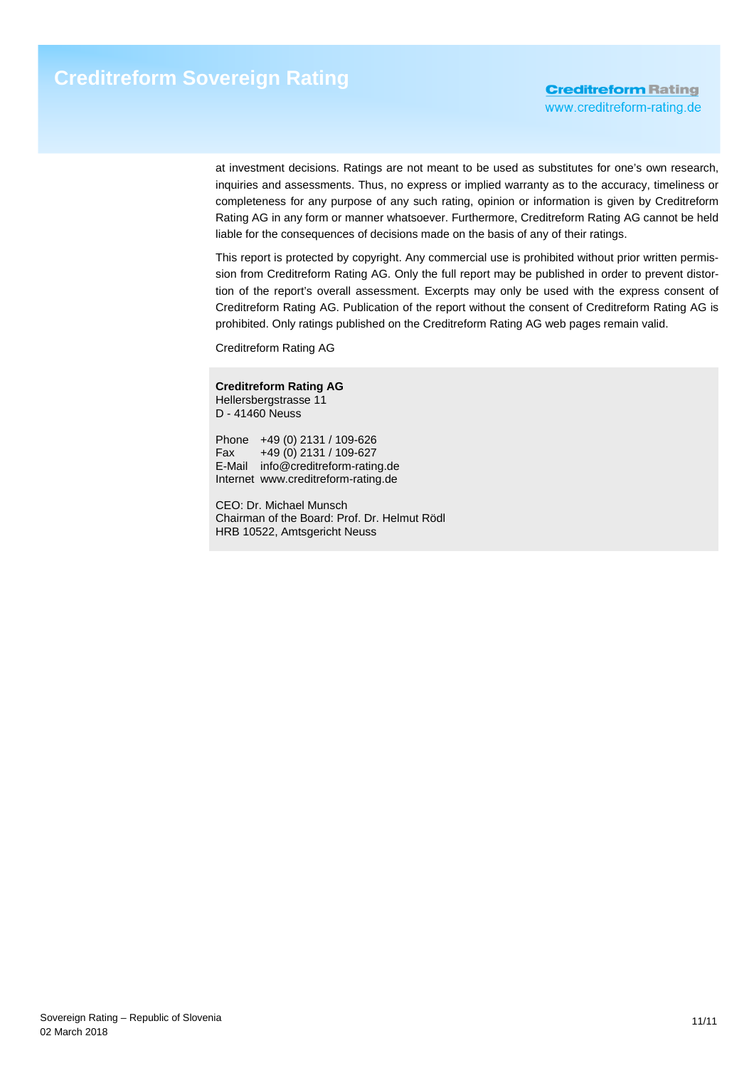at investment decisions. Ratings are not meant to be used as substitutes for one's own research, inquiries and assessments. Thus, no express or implied warranty as to the accuracy, timeliness or completeness for any purpose of any such rating, opinion or information is given by Creditreform Rating AG in any form or manner whatsoever. Furthermore, Creditreform Rating AG cannot be held liable for the consequences of decisions made on the basis of any of their ratings.

This report is protected by copyright. Any commercial use is prohibited without prior written permission from Creditreform Rating AG. Only the full report may be published in order to prevent distortion of the report's overall assessment. Excerpts may only be used with the express consent of Creditreform Rating AG. Publication of the report without the consent of Creditreform Rating AG is prohibited. Only ratings published on the Creditreform Rating AG web pages remain valid.

Creditreform Rating AG

**Creditreform Rating AG**
Hellersbergstrasse 11
D - 41460 Neuss

Phone +49 (0) 2131 / 109-626
Fax +49 (0) 2131 / 109-627
E-Mail info@creditreform-rating.de
Internet www.creditreform-rating.de

CEO: Dr. Michael Munsch
Chairman of the Board: Prof. Dr. Helmut Rödl
HRB 10522, Amtsgericht Neuss